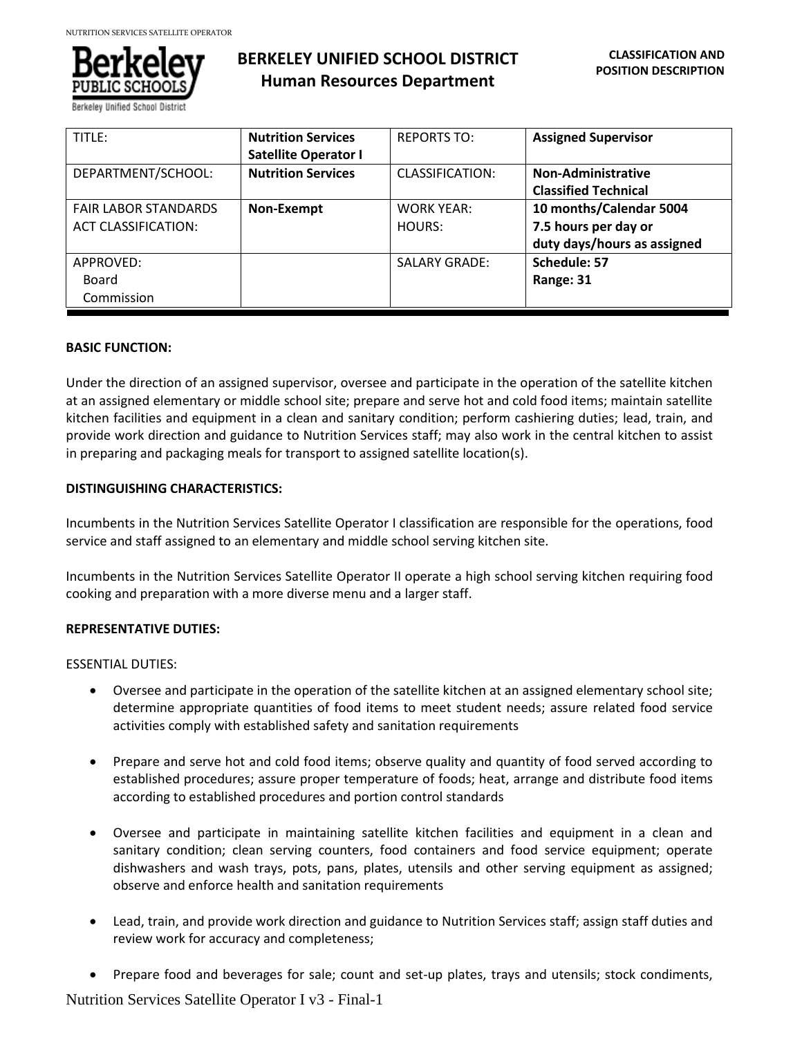# BERKELEY UNIFIED SCHOOL DISTRICT
## Human Resources Department

**CLASSIFICATION AND POSITION DESCRIPTION**

| TITLE: | **Nutrition Services Satellite Operator I** | REPORTS TO: | **Assigned Supervisor** |
|---|---|---|---|
| DEPARTMENT/SCHOOL: | **Nutrition Services** | CLASSIFICATION: | **Non-Administrative Classified Technical** |
| FAIR LABOR STANDARDS ACT CLASSIFICATION: | **Non-Exempt** | WORK YEAR: HOURS: | **10 months/Calendar 5004 7.5 hours per day or duty days/hours as assigned** |
| APPROVED: Board Commission | | SALARY GRADE: | **Schedule: 57 Range: 31** |

**BASIC FUNCTION:**

Under the direction of an assigned supervisor, oversee and participate in the operation of the satellite kitchen at an assigned elementary or middle school site; prepare and serve hot and cold food items; maintain satellite kitchen facilities and equipment in a clean and sanitary condition; perform cashiering duties; lead, train, and provide work direction and guidance to Nutrition Services staff; may also work in the central kitchen to assist in preparing and packaging meals for transport to assigned satellite location(s).

**DISTINGUISHING CHARACTERISTICS:**

Incumbents in the Nutrition Services Satellite Operator I classification are responsible for the operations, food service and staff assigned to an elementary and middle school serving kitchen site.

Incumbents in the Nutrition Services Satellite Operator II operate a high school serving kitchen requiring food cooking and preparation with a more diverse menu and a larger staff.

**REPRESENTATIVE DUTIES:**

ESSENTIAL DUTIES:

- Oversee and participate in the operation of the satellite kitchen at an assigned elementary school site; determine appropriate quantities of food items to meet student needs; assure related food service activities comply with established safety and sanitation requirements

- Prepare and serve hot and cold food items; observe quality and quantity of food served according to established procedures; assure proper temperature of foods; heat, arrange and distribute food items according to established procedures and portion control standards

- Oversee and participate in maintaining satellite kitchen facilities and equipment in a clean and sanitary condition; clean serving counters, food containers and food service equipment; operate dishwashers and wash trays, pots, pans, plates, utensils and other serving equipment as assigned; observe and enforce health and sanitation requirements

- Lead, train, and provide work direction and guidance to Nutrition Services staff; assign staff duties and review work for accuracy and completeness;

- Prepare food and beverages for sale; count and set-up plates, trays and utensils; stock condiments,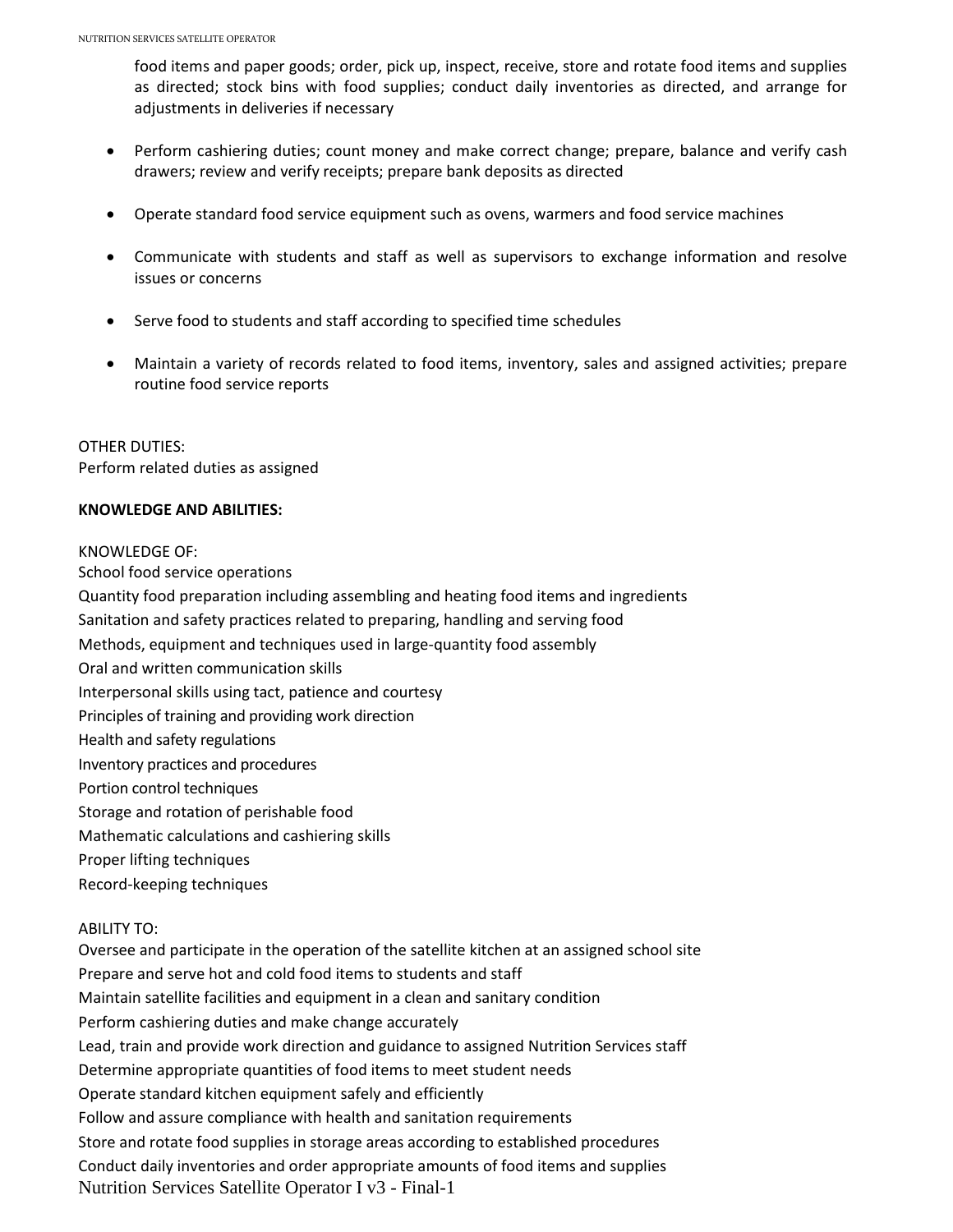food items and paper goods; order, pick up, inspect, receive, store and rotate food items and supplies as directed; stock bins with food supplies; conduct daily inventories as directed, and arrange for adjustments in deliveries if necessary

- Perform cashiering duties; count money and make correct change; prepare, balance and verify cash drawers; review and verify receipts; prepare bank deposits as directed
- Operate standard food service equipment such as ovens, warmers and food service machines
- Communicate with students and staff as well as supervisors to exchange information and resolve issues or concerns
- Serve food to students and staff according to specified time schedules
- Maintain a variety of records related to food items, inventory, sales and assigned activities; prepare routine food service reports

OTHER DUTIES:
Perform related duties as assigned

**KNOWLEDGE AND ABILITIES:**

KNOWLEDGE OF:
School food service operations
Quantity food preparation including assembling and heating food items and ingredients
Sanitation and safety practices related to preparing, handling and serving food
Methods, equipment and techniques used in large-quantity food assembly
Oral and written communication skills
Interpersonal skills using tact, patience and courtesy
Principles of training and providing work direction
Health and safety regulations
Inventory practices and procedures
Portion control techniques
Storage and rotation of perishable food
Mathematic calculations and cashiering skills
Proper lifting techniques
Record-keeping techniques

ABILITY TO:
Oversee and participate in the operation of the satellite kitchen at an assigned school site
Prepare and serve hot and cold food items to students and staff
Maintain satellite facilities and equipment in a clean and sanitary condition
Perform cashiering duties and make change accurately
Lead, train and provide work direction and guidance to assigned Nutrition Services staff
Determine appropriate quantities of food items to meet student needs
Operate standard kitchen equipment safely and efficiently
Follow and assure compliance with health and sanitation requirements
Store and rotate food supplies in storage areas according to established procedures
Conduct daily inventories and order appropriate amounts of food items and supplies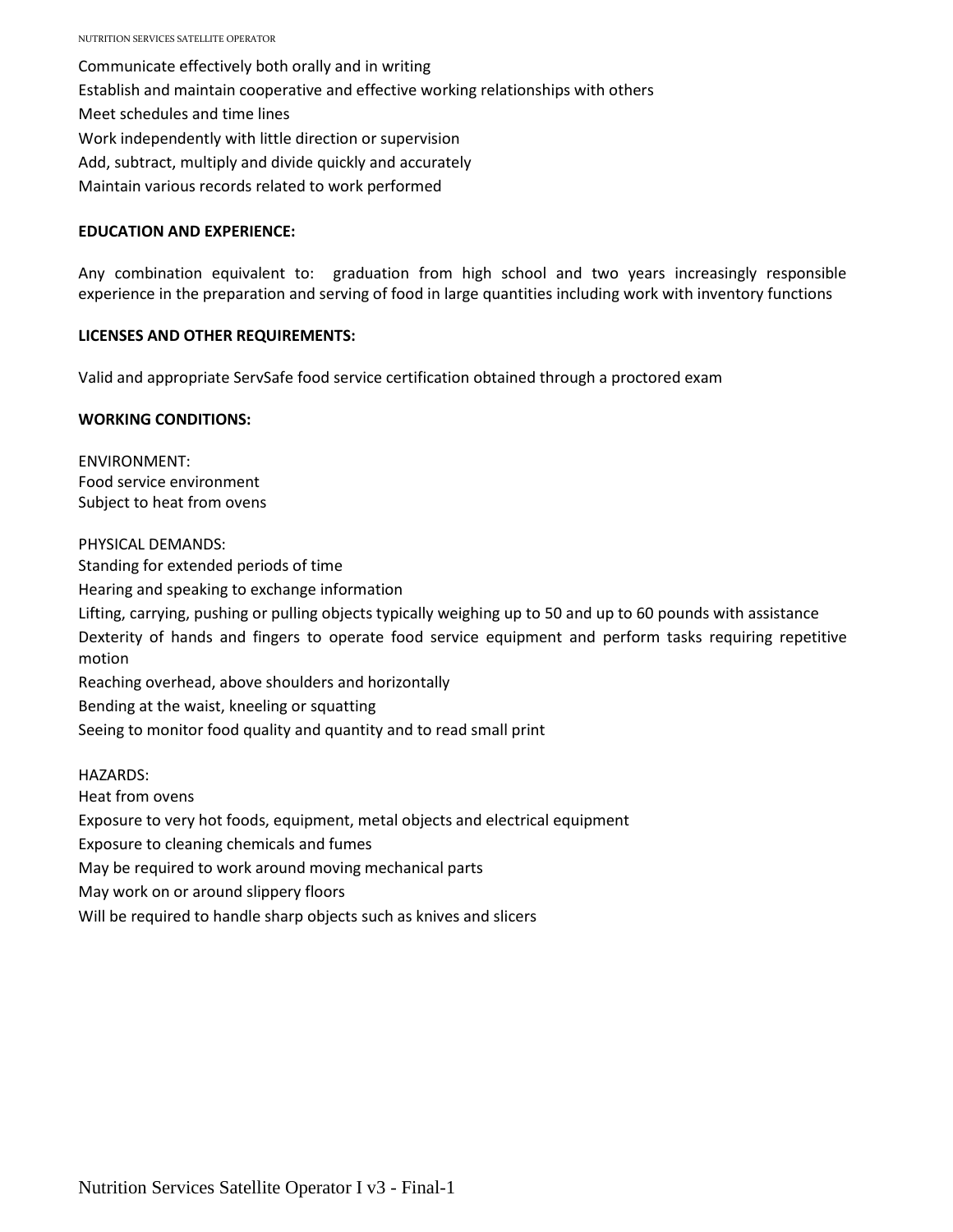Communicate effectively both orally and in writing
Establish and maintain cooperative and effective working relationships with others
Meet schedules and time lines
Work independently with little direction or supervision
Add, subtract, multiply and divide quickly and accurately
Maintain various records related to work performed

**EDUCATION AND EXPERIENCE:**

Any combination equivalent to: graduation from high school and two years increasingly responsible experience in the preparation and serving of food in large quantities including work with inventory functions

**LICENSES AND OTHER REQUIREMENTS:**

Valid and appropriate ServSafe food service certification obtained through a proctored exam

**WORKING CONDITIONS:**

ENVIRONMENT:
Food service environment
Subject to heat from ovens

PHYSICAL DEMANDS:
Standing for extended periods of time
Hearing and speaking to exchange information
Lifting, carrying, pushing or pulling objects typically weighing up to 50 and up to 60 pounds with assistance
Dexterity of hands and fingers to operate food service equipment and perform tasks requiring repetitive motion
Reaching overhead, above shoulders and horizontally
Bending at the waist, kneeling or squatting
Seeing to monitor food quality and quantity and to read small print

HAZARDS:
Heat from ovens
Exposure to very hot foods, equipment, metal objects and electrical equipment
Exposure to cleaning chemicals and fumes
May be required to work around moving mechanical parts
May work on or around slippery floors
Will be required to handle sharp objects such as knives and slicers